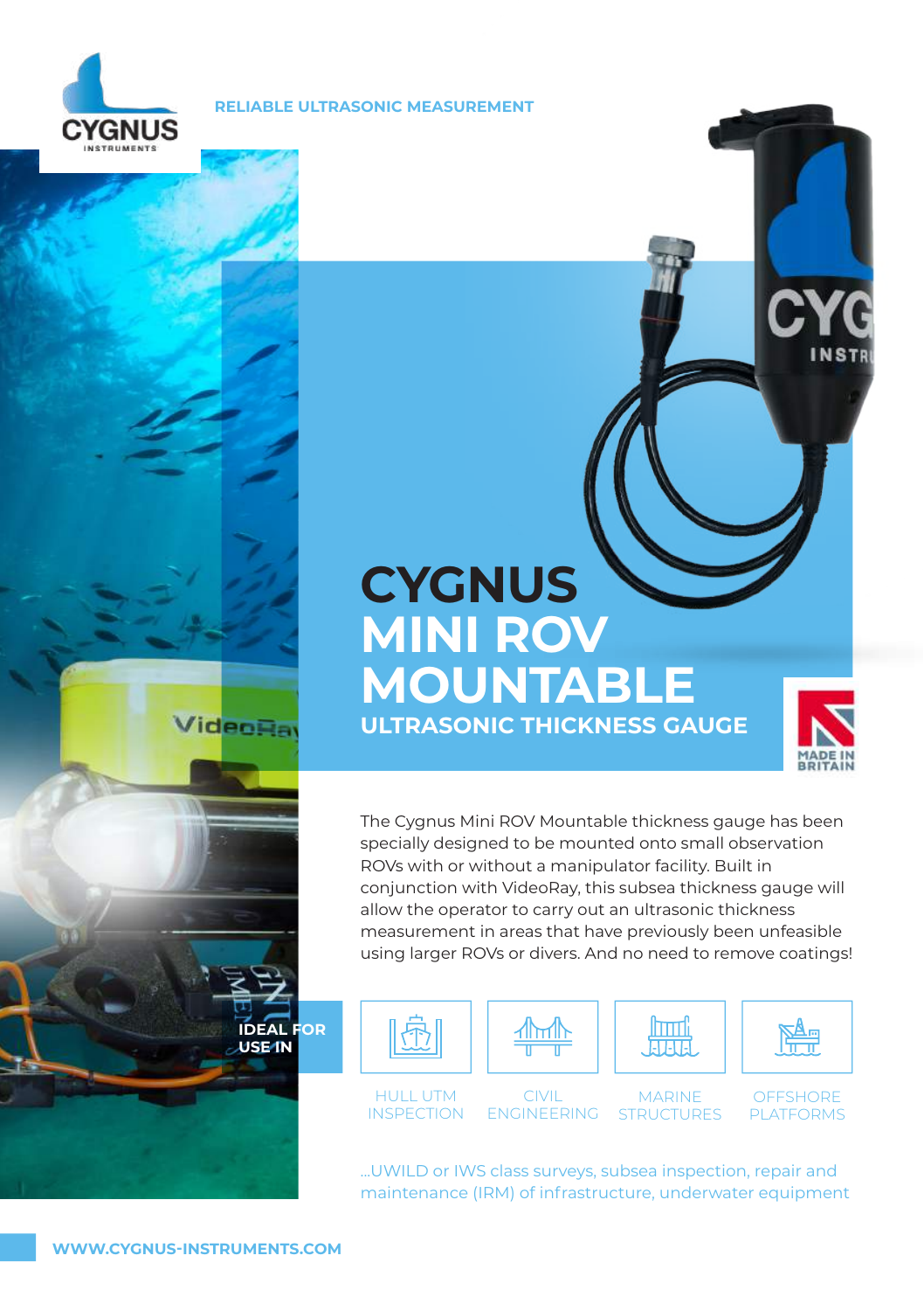CYGNUS INSTRUMENTS

RELIABLE ULTRASONIC MEASUREMENT

# CYGNUS MINI ROV MOUNTABLE

## ULTRASONIC THICKNESS GAUGE

MADE IN BRITAIN

The Cygnus Mini ROV Mountable thickness gauge has been specially designed to be mounted onto small observation ROVs with or without a manipulator facility. Built in conjunction with VideoRay, this subsea thickness gauge will allow the operator to carry out an ultrasonic thickness measurement in areas that have previously been unfeasible using larger ROVs or divers. And no need to remove coatings!

**IDEAL FOR USE IN**

- HULL UTM INSPECTION
- CIVIL ENGINEERING
- MARINE STRUCTURES
- OFFSHORE PLATFORMS

...UWILD or IWS class surveys, subsea inspection, repair and maintenance (IRM) of infrastructure, underwater equipment

WWW.CYGNUS-INSTRUMENTS.COM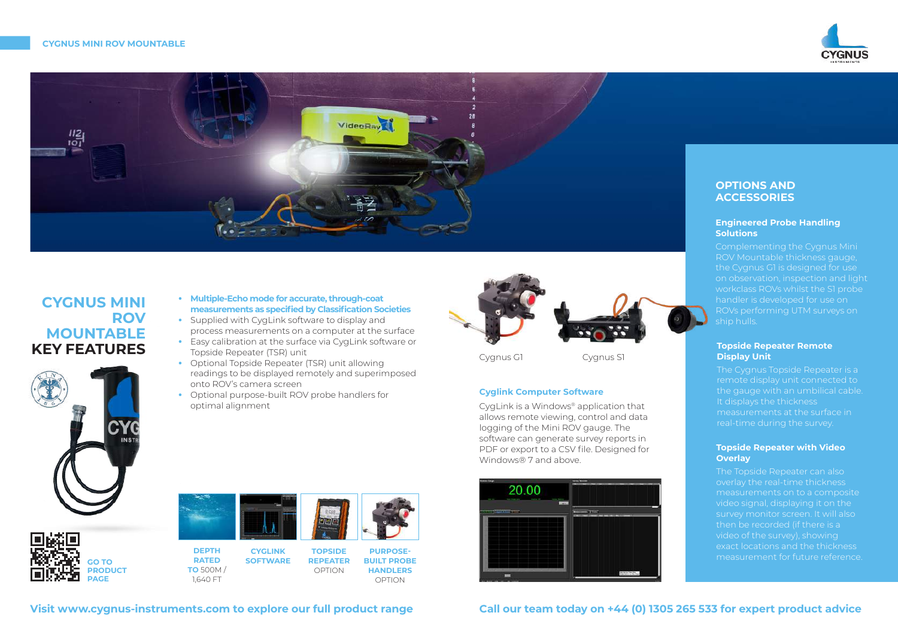# CYGNUS MINI ROV MOUNTABLE KEY FEATURES

- **Multiple-Echo mode for accurate, through-coat measurements as specified by Classification Societies**
- Supplied with CygLink software to display and process measurements on a computer at the surface
- Easy calibration at the surface via CygLink software or Topside Repeater (TSR) unit
- Optional Topside Repeater (TSR) unit allowing readings to be displayed remotely and superimposed onto ROV's camera screen
- Optional purpose-built ROV probe handlers for optimal alignment

GO TO PRODUCT PAGE

**DEPTH RATED TO** 500M / 1,640 FT

**CYGLINK SOFTWARE**

**TOPSIDE REPEATER** OPTION

**PURPOSE-BUILT PROBE HANDLERS** OPTION

Cygnus G1

Cygnus S1

### Cyglink Computer Software

CygLink is a Windows® application that allows remote viewing, control and data logging of the Mini ROV gauge. The software can generate survey reports in PDF or export to a CSV file. Designed for Windows® 7 and above.

## OPTIONS AND ACCESSORIES

### Engineered Probe Handling Solutions

Complementing the Cygnus Mini ROV Mountable thickness gauge, the Cygnus G1 is designed for use on observation, inspection and light workclass ROVs whilst the S1 probe handler is developed for use on ROVs performing UTM surveys on ship hulls.

### Topside Repeater Remote Display Unit

The Cygnus Topside Repeater is a remote display unit connected to the gauge with an umbilical cable. It displays the thickness measurements at the surface in real-time during the survey.

### Topside Repeater with Video Overlay

The Topside Repeater can also overlay the real-time thickness measurements on to a composite video signal, displaying it on the survey monitor screen. It will also then be recorded (if there is a video of the survey), showing exact locations and the thickness measurement for future reference.

**Visit www.cygnus-instruments.com to explore our full product range**

**Call our team today on +44 (0) 1305 265 533 for expert product advice**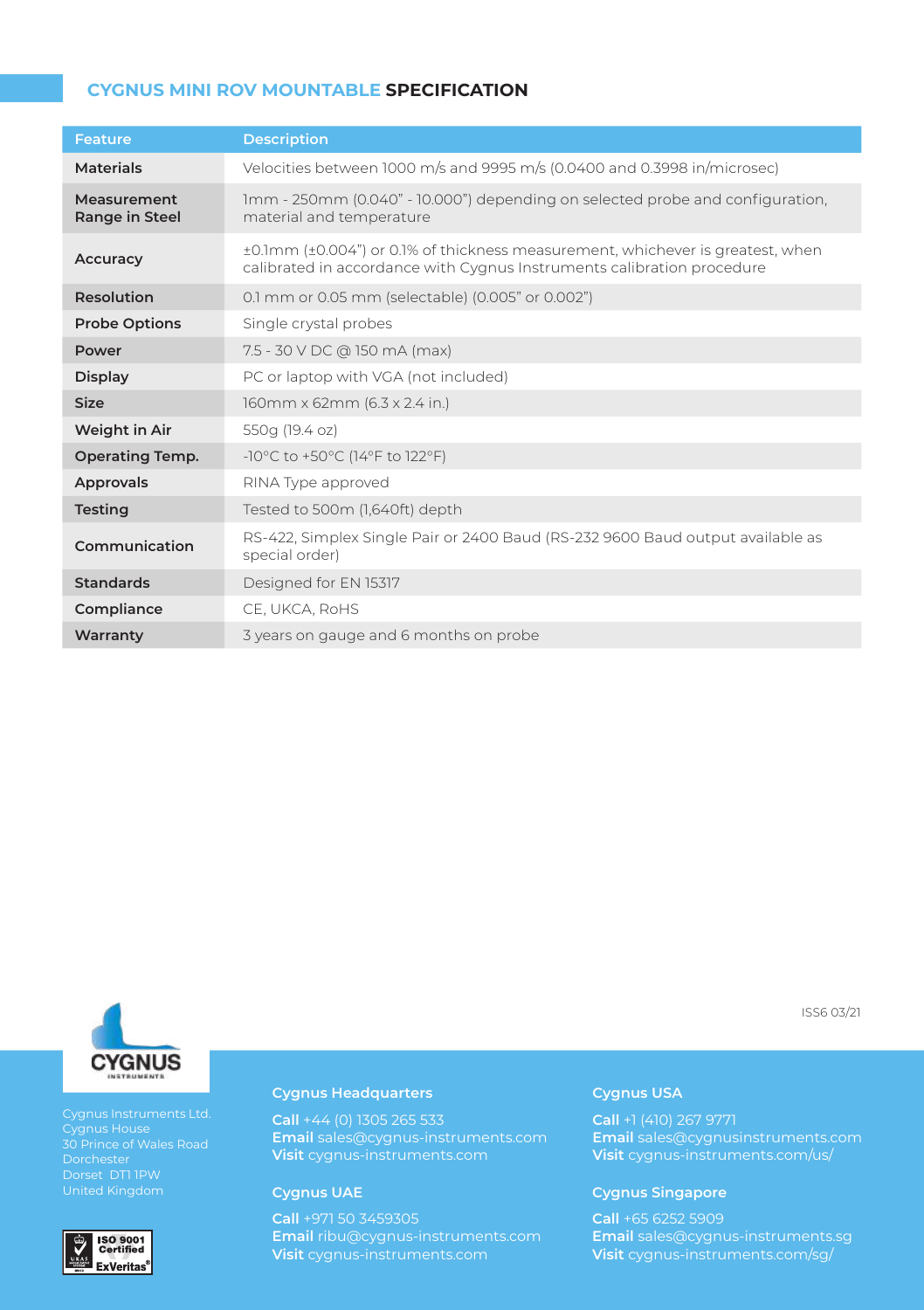## CYGNUS MINI ROV MOUNTABLE SPECIFICATION

| Feature | Description |
|---|---|
| Materials | Velocities between 1000 m/s and 9995 m/s (0.0400 and 0.3998 in/microsec) |
| Measurement Range in Steel | 1mm - 250mm (0.040" - 10.000") depending on selected probe and configuration, material and temperature |
| Accuracy | ±0.1mm (±0.004") or 0.1% of thickness measurement, whichever is greatest, when calibrated in accordance with Cygnus Instruments calibration procedure |
| Resolution | 0.1 mm or 0.05 mm (selectable) (0.005" or 0.002") |
| Probe Options | Single crystal probes |
| Power | 7.5 - 30 V DC @ 150 mA (max) |
| Display | PC or laptop with VGA (not included) |
| Size | 160mm x 62mm (6.3 x 2.4 in.) |
| Weight in Air | 550g (19.4 oz) |
| Operating Temp. | -10°C to +50°C (14°F to 122°F) |
| Approvals | RINA Type approved |
| Testing | Tested to 500m (1,640ft) depth |
| Communication | RS-422, Simplex Single Pair or 2400 Baud (RS-232 9600 Baud output available as special order) |
| Standards | Designed for EN 15317 |
| Compliance | CE, UKCA, RoHS |
| Warranty | 3 years on gauge and 6 months on probe |

ISS6 03/21

CYGNUS INSTRUMENTS

Cygnus Instruments Ltd.
Cygnus House
30 Prince of Wales Road
Dorchester
Dorset DT1 1PW
United Kingdom

ISO 9001 Certified ExVeritas

**Cygnus Headquarters**

**Call** +44 (0) 1305 265 533
**Email** sales@cygnus-instruments.com
**Visit** cygnus-instruments.com

**Cygnus UAE**

**Call** +971 50 3459305
**Email** ribu@cygnus-instruments.com
**Visit** cygnus-instruments.com

**Cygnus USA**

**Call** +1 (410) 267 9771
**Email** sales@cygnusinstruments.com
**Visit** cygnus-instruments.com/us/

**Cygnus Singapore**

**Call** +65 6252 5909
**Email** sales@cygnus-instruments.sg
**Visit** cygnus-instruments.com/sg/